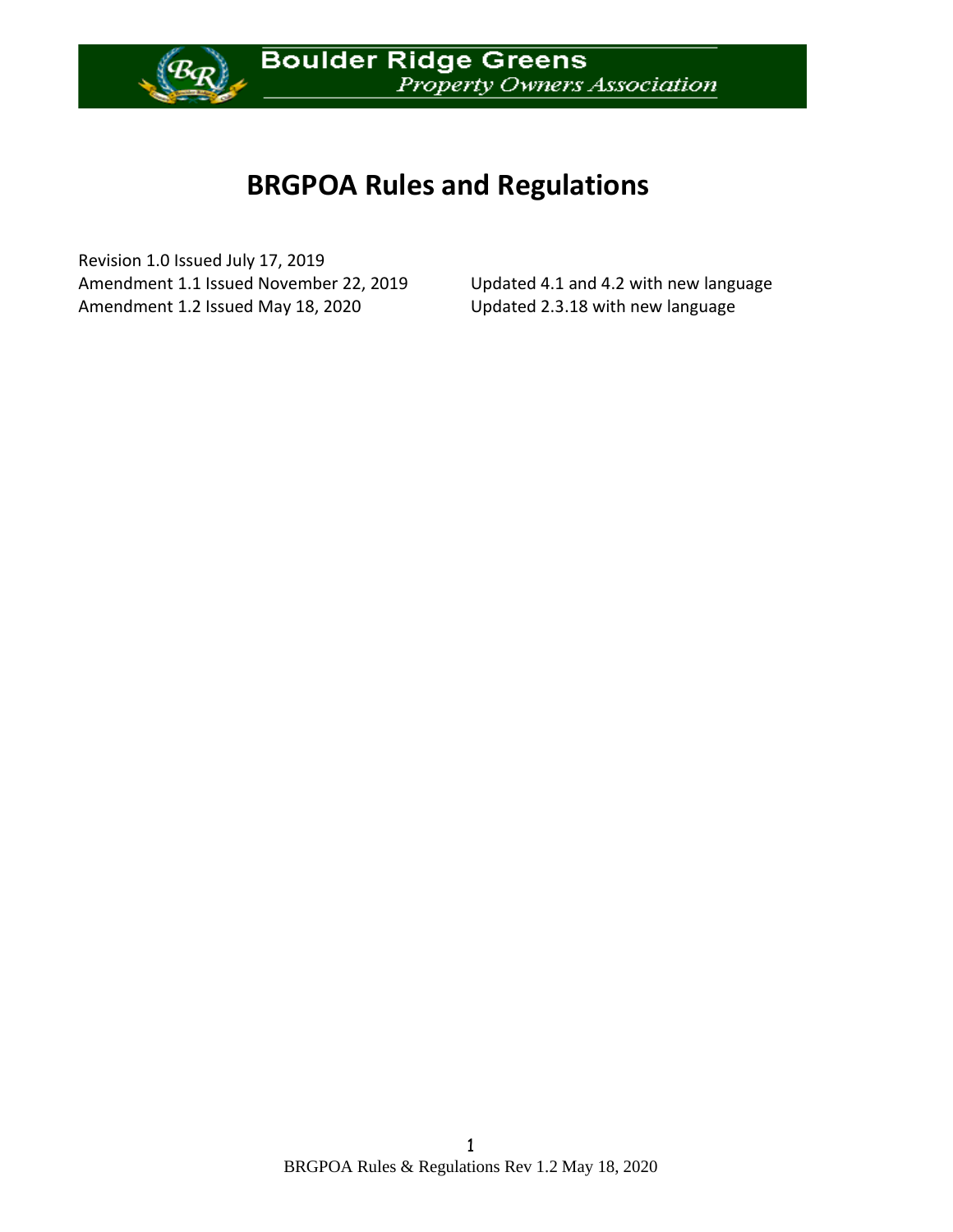Boulder Ridge Greens
*Property Owners Association*

# BRGPOA Rules and Regulations

| | |
|---|---|
| Revision 1.0 Issued July 17, 2019 | |
| Amendment 1.1 Issued November 22, 2019 | Updated 4.1 and 4.2 with new language |
| Amendment 1.2 Issued May 18, 2020 | Updated 2.3.18 with new language |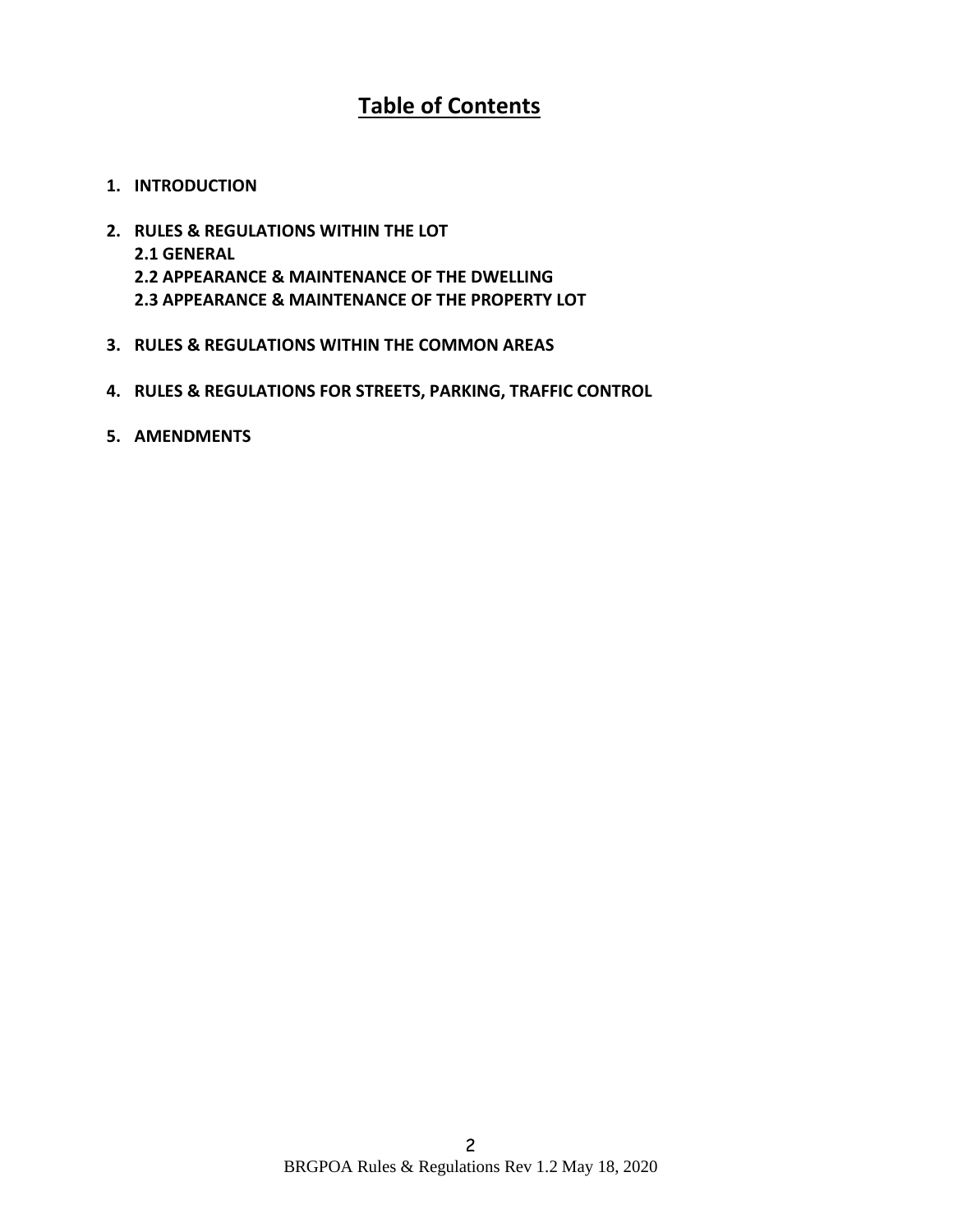# Table of Contents

1. **INTRODUCTION**

2. **RULES & REGULATIONS WITHIN THE LOT**
   **2.1 GENERAL**
   **2.2 APPEARANCE & MAINTENANCE OF THE DWELLING**
   **2.3 APPEARANCE & MAINTENANCE OF THE PROPERTY LOT**

3. **RULES & REGULATIONS WITHIN THE COMMON AREAS**

4. **RULES & REGULATIONS FOR STREETS, PARKING, TRAFFIC CONTROL**

5. **AMENDMENTS**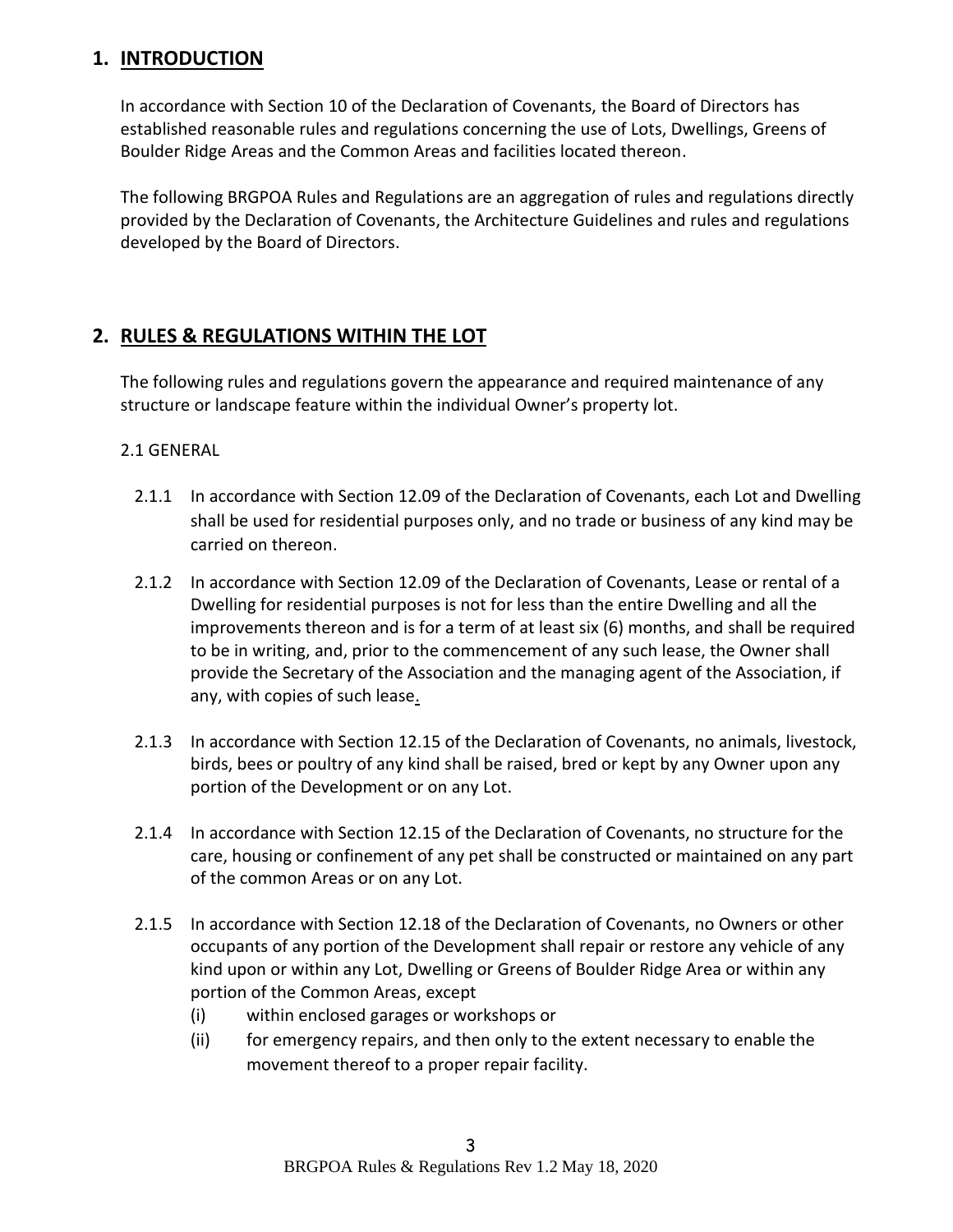## 1. INTRODUCTION

In accordance with Section 10 of the Declaration of Covenants, the Board of Directors has established reasonable rules and regulations concerning the use of Lots, Dwellings, Greens of Boulder Ridge Areas and the Common Areas and facilities located thereon.

The following BRGPOA Rules and Regulations are an aggregation of rules and regulations directly provided by the Declaration of Covenants, the Architecture Guidelines and rules and regulations developed by the Board of Directors.

## 2. RULES & REGULATIONS WITHIN THE LOT

The following rules and regulations govern the appearance and required maintenance of any structure or landscape feature within the individual Owner's property lot.

2.1 GENERAL

2.1.1 In accordance with Section 12.09 of the Declaration of Covenants, each Lot and Dwelling shall be used for residential purposes only, and no trade or business of any kind may be carried on thereon.

2.1.2 In accordance with Section 12.09 of the Declaration of Covenants, Lease or rental of a Dwelling for residential purposes is not for less than the entire Dwelling and all the improvements thereon and is for a term of at least six (6) months, and shall be required to be in writing, and, prior to the commencement of any such lease, the Owner shall provide the Secretary of the Association and the managing agent of the Association, if any, with copies of such lease.

2.1.3 In accordance with Section 12.15 of the Declaration of Covenants, no animals, livestock, birds, bees or poultry of any kind shall be raised, bred or kept by any Owner upon any portion of the Development or on any Lot.

2.1.4 In accordance with Section 12.15 of the Declaration of Covenants, no structure for the care, housing or confinement of any pet shall be constructed or maintained on any part of the common Areas or on any Lot.

2.1.5 In accordance with Section 12.18 of the Declaration of Covenants, no Owners or other occupants of any portion of the Development shall repair or restore any vehicle of any kind upon or within any Lot, Dwelling or Greens of Boulder Ridge Area or within any portion of the Common Areas, except

(i) within enclosed garages or workshops or

(ii) for emergency repairs, and then only to the extent necessary to enable the movement thereof to a proper repair facility.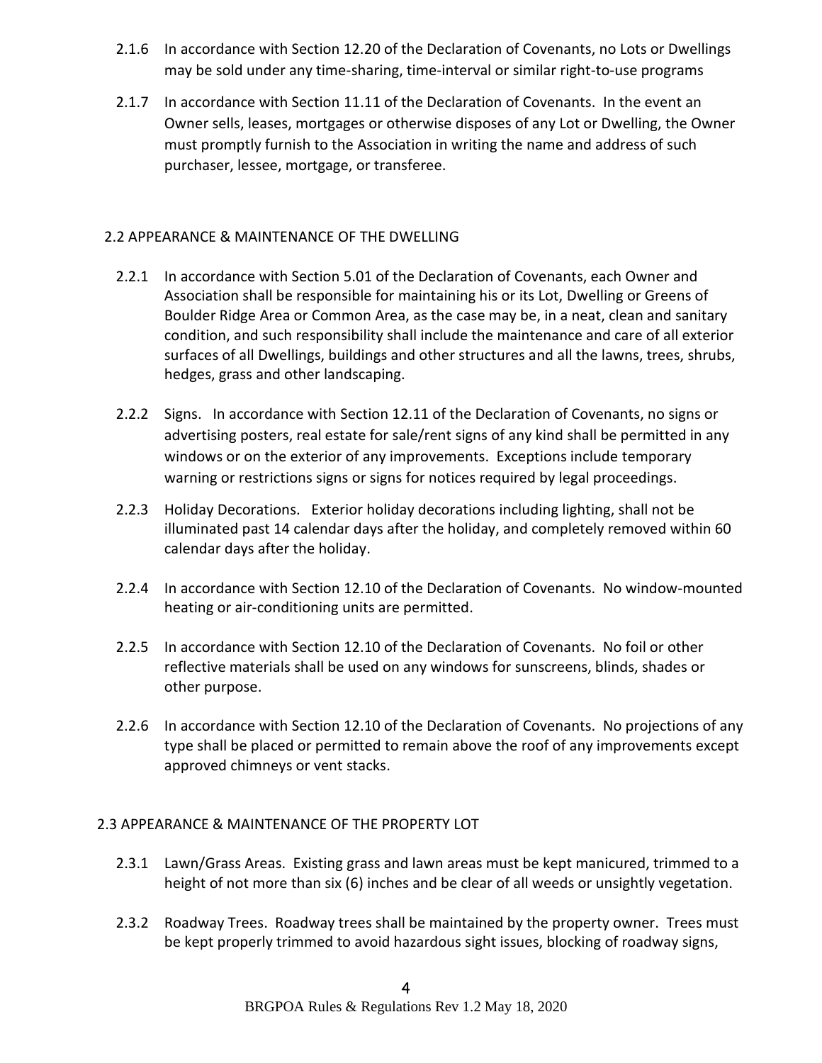2.1.6 In accordance with Section 12.20 of the Declaration of Covenants, no Lots or Dwellings may be sold under any time-sharing, time-interval or similar right-to-use programs

2.1.7 In accordance with Section 11.11 of the Declaration of Covenants. In the event an Owner sells, leases, mortgages or otherwise disposes of any Lot or Dwelling, the Owner must promptly furnish to the Association in writing the name and address of such purchaser, lessee, mortgage, or transferee.

## 2.2 APPEARANCE & MAINTENANCE OF THE DWELLING

2.2.1 In accordance with Section 5.01 of the Declaration of Covenants, each Owner and Association shall be responsible for maintaining his or its Lot, Dwelling or Greens of Boulder Ridge Area or Common Area, as the case may be, in a neat, clean and sanitary condition, and such responsibility shall include the maintenance and care of all exterior surfaces of all Dwellings, buildings and other structures and all the lawns, trees, shrubs, hedges, grass and other landscaping.

2.2.2 Signs. In accordance with Section 12.11 of the Declaration of Covenants, no signs or advertising posters, real estate for sale/rent signs of any kind shall be permitted in any windows or on the exterior of any improvements. Exceptions include temporary warning or restrictions signs or signs for notices required by legal proceedings.

2.2.3 Holiday Decorations. Exterior holiday decorations including lighting, shall not be illuminated past 14 calendar days after the holiday, and completely removed within 60 calendar days after the holiday.

2.2.4 In accordance with Section 12.10 of the Declaration of Covenants. No window-mounted heating or air-conditioning units are permitted.

2.2.5 In accordance with Section 12.10 of the Declaration of Covenants. No foil or other reflective materials shall be used on any windows for sunscreens, blinds, shades or other purpose.

2.2.6 In accordance with Section 12.10 of the Declaration of Covenants. No projections of any type shall be placed or permitted to remain above the roof of any improvements except approved chimneys or vent stacks.

## 2.3 APPEARANCE & MAINTENANCE OF THE PROPERTY LOT

2.3.1 Lawn/Grass Areas. Existing grass and lawn areas must be kept manicured, trimmed to a height of not more than six (6) inches and be clear of all weeds or unsightly vegetation.

2.3.2 Roadway Trees. Roadway trees shall be maintained by the property owner. Trees must be kept properly trimmed to avoid hazardous sight issues, blocking of roadway signs,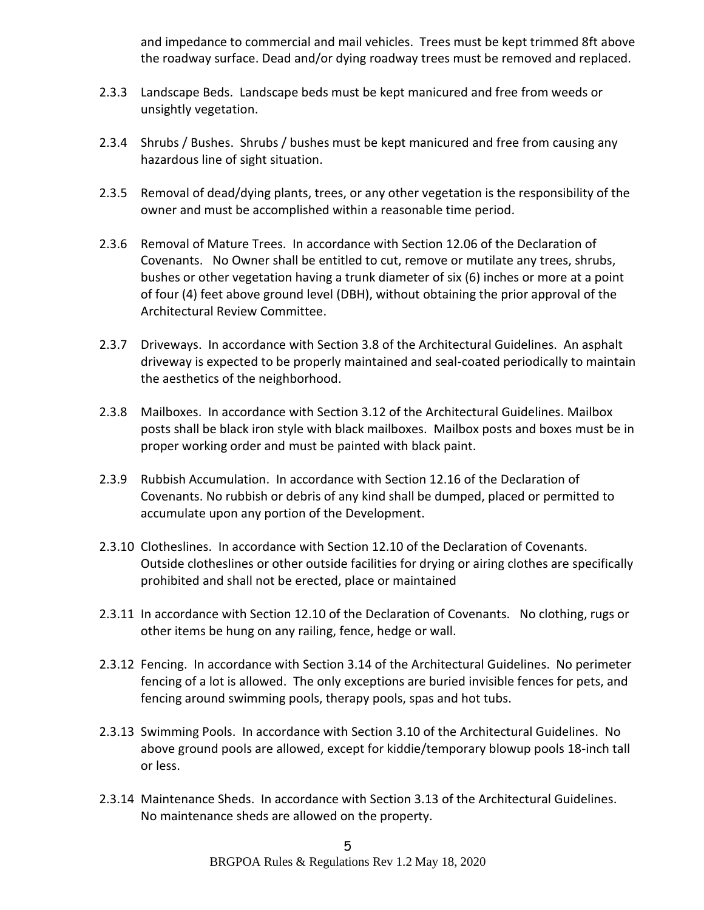and impedance to commercial and mail vehicles. Trees must be kept trimmed 8ft above the roadway surface. Dead and/or dying roadway trees must be removed and replaced.

2.3.3 Landscape Beds. Landscape beds must be kept manicured and free from weeds or unsightly vegetation.

2.3.4 Shrubs / Bushes. Shrubs / bushes must be kept manicured and free from causing any hazardous line of sight situation.

2.3.5 Removal of dead/dying plants, trees, or any other vegetation is the responsibility of the owner and must be accomplished within a reasonable time period.

2.3.6 Removal of Mature Trees. In accordance with Section 12.06 of the Declaration of Covenants. No Owner shall be entitled to cut, remove or mutilate any trees, shrubs, bushes or other vegetation having a trunk diameter of six (6) inches or more at a point of four (4) feet above ground level (DBH), without obtaining the prior approval of the Architectural Review Committee.

2.3.7 Driveways. In accordance with Section 3.8 of the Architectural Guidelines. An asphalt driveway is expected to be properly maintained and seal-coated periodically to maintain the aesthetics of the neighborhood.

2.3.8 Mailboxes. In accordance with Section 3.12 of the Architectural Guidelines. Mailbox posts shall be black iron style with black mailboxes. Mailbox posts and boxes must be in proper working order and must be painted with black paint.

2.3.9 Rubbish Accumulation. In accordance with Section 12.16 of the Declaration of Covenants. No rubbish or debris of any kind shall be dumped, placed or permitted to accumulate upon any portion of the Development.

2.3.10 Clotheslines. In accordance with Section 12.10 of the Declaration of Covenants. Outside clotheslines or other outside facilities for drying or airing clothes are specifically prohibited and shall not be erected, place or maintained

2.3.11 In accordance with Section 12.10 of the Declaration of Covenants. No clothing, rugs or other items be hung on any railing, fence, hedge or wall.

2.3.12 Fencing. In accordance with Section 3.14 of the Architectural Guidelines. No perimeter fencing of a lot is allowed. The only exceptions are buried invisible fences for pets, and fencing around swimming pools, therapy pools, spas and hot tubs.

2.3.13 Swimming Pools. In accordance with Section 3.10 of the Architectural Guidelines. No above ground pools are allowed, except for kiddie/temporary blowup pools 18-inch tall or less.

2.3.14 Maintenance Sheds. In accordance with Section 3.13 of the Architectural Guidelines. No maintenance sheds are allowed on the property.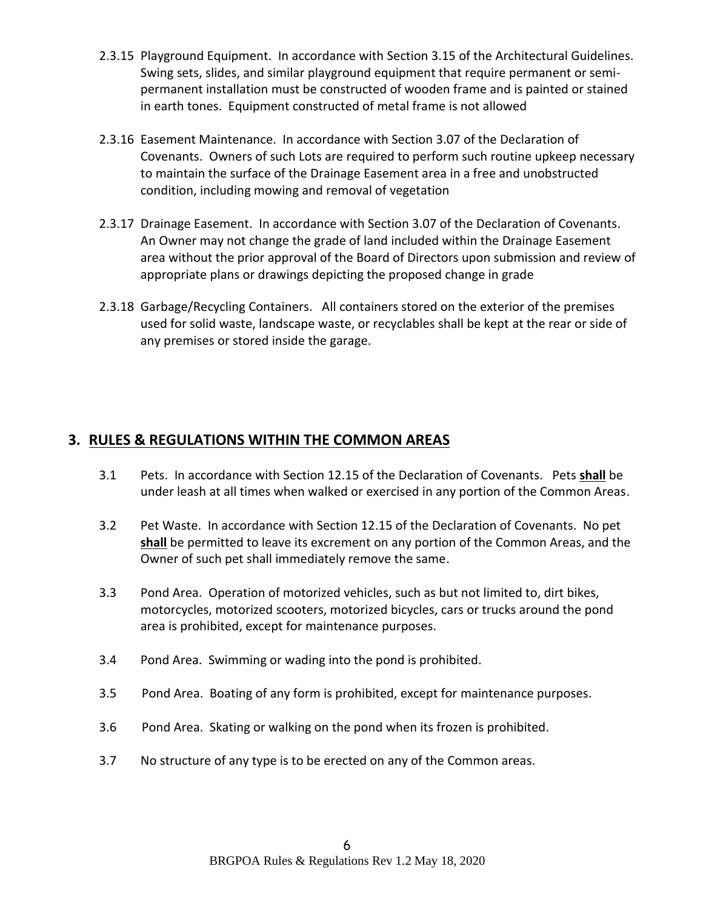2.3.15 Playground Equipment. In accordance with Section 3.15 of the Architectural Guidelines. Swing sets, slides, and similar playground equipment that require permanent or semi-permanent installation must be constructed of wooden frame and is painted or stained in earth tones. Equipment constructed of metal frame is not allowed

2.3.16 Easement Maintenance. In accordance with Section 3.07 of the Declaration of Covenants. Owners of such Lots are required to perform such routine upkeep necessary to maintain the surface of the Drainage Easement area in a free and unobstructed condition, including mowing and removal of vegetation

2.3.17 Drainage Easement. In accordance with Section 3.07 of the Declaration of Covenants. An Owner may not change the grade of land included within the Drainage Easement area without the prior approval of the Board of Directors upon submission and review of appropriate plans or drawings depicting the proposed change in grade

2.3.18 Garbage/Recycling Containers. All containers stored on the exterior of the premises used for solid waste, landscape waste, or recyclables shall be kept at the rear or side of any premises or stored inside the garage.

## 3. RULES & REGULATIONS WITHIN THE COMMON AREAS

3.1 Pets. In accordance with Section 12.15 of the Declaration of Covenants. Pets **shall** be under leash at all times when walked or exercised in any portion of the Common Areas.

3.2 Pet Waste. In accordance with Section 12.15 of the Declaration of Covenants. No pet **shall** be permitted to leave its excrement on any portion of the Common Areas, and the Owner of such pet shall immediately remove the same.

3.3 Pond Area. Operation of motorized vehicles, such as but not limited to, dirt bikes, motorcycles, motorized scooters, motorized bicycles, cars or trucks around the pond area is prohibited, except for maintenance purposes.

3.4 Pond Area. Swimming or wading into the pond is prohibited.

3.5 Pond Area. Boating of any form is prohibited, except for maintenance purposes.

3.6 Pond Area. Skating or walking on the pond when its frozen is prohibited.

3.7 No structure of any type is to be erected on any of the Common areas.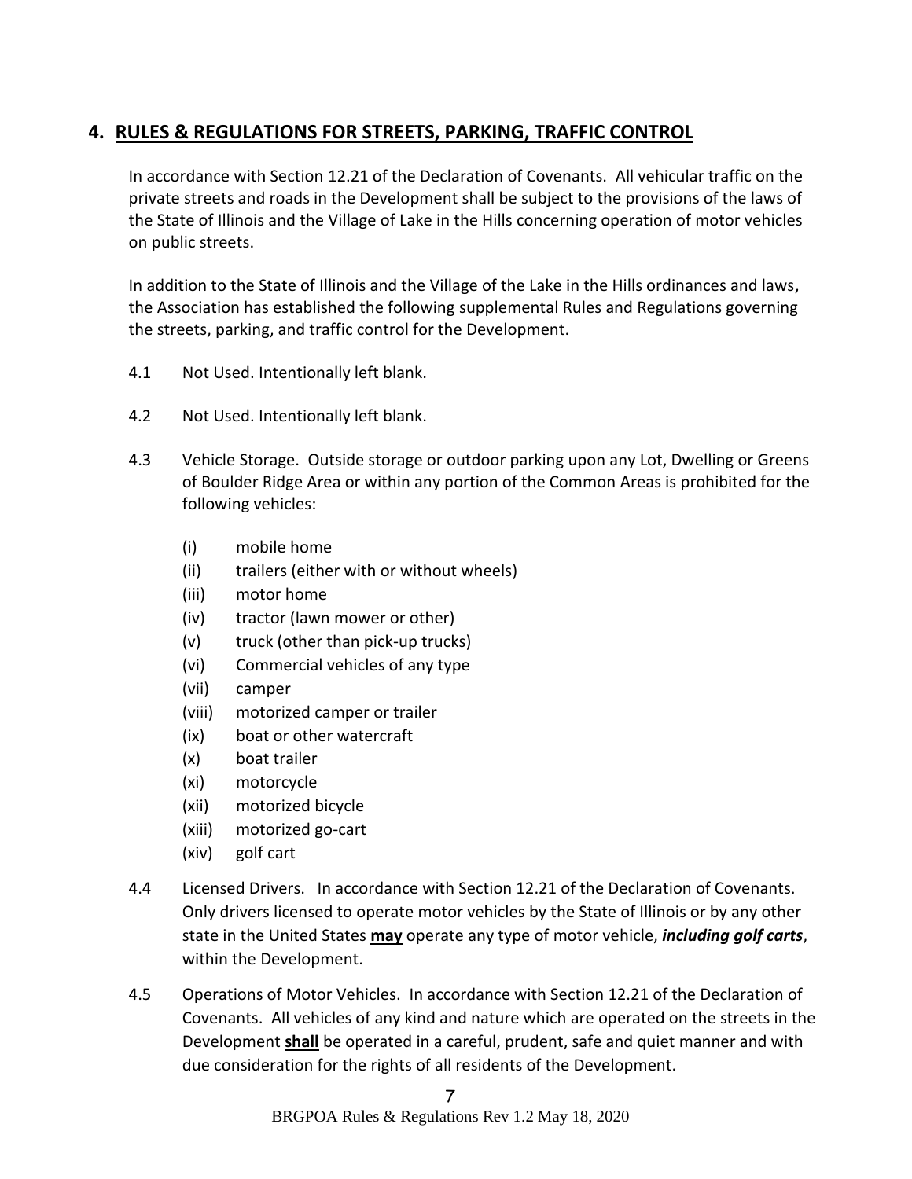## 4. RULES & REGULATIONS FOR STREETS, PARKING, TRAFFIC CONTROL

In accordance with Section 12.21 of the Declaration of Covenants. All vehicular traffic on the private streets and roads in the Development shall be subject to the provisions of the laws of the State of Illinois and the Village of Lake in the Hills concerning operation of motor vehicles on public streets.

In addition to the State of Illinois and the Village of the Lake in the Hills ordinances and laws, the Association has established the following supplemental Rules and Regulations governing the streets, parking, and traffic control for the Development.

4.1 Not Used. Intentionally left blank.

4.2 Not Used. Intentionally left blank.

4.3 Vehicle Storage. Outside storage or outdoor parking upon any Lot, Dwelling or Greens of Boulder Ridge Area or within any portion of the Common Areas is prohibited for the following vehicles:

- (i) mobile home
- (ii) trailers (either with or without wheels)
- (iii) motor home
- (iv) tractor (lawn mower or other)
- (v) truck (other than pick-up trucks)
- (vi) Commercial vehicles of any type
- (vii) camper
- (viii) motorized camper or trailer
- (ix) boat or other watercraft
- (x) boat trailer
- (xi) motorcycle
- (xii) motorized bicycle
- (xiii) motorized go-cart
- (xiv) golf cart

4.4 Licensed Drivers. In accordance with Section 12.21 of the Declaration of Covenants. Only drivers licensed to operate motor vehicles by the State of Illinois or by any other state in the United States **may** operate any type of motor vehicle, ***including golf carts***, within the Development.

4.5 Operations of Motor Vehicles. In accordance with Section 12.21 of the Declaration of Covenants. All vehicles of any kind and nature which are operated on the streets in the Development **shall** be operated in a careful, prudent, safe and quiet manner and with due consideration for the rights of all residents of the Development.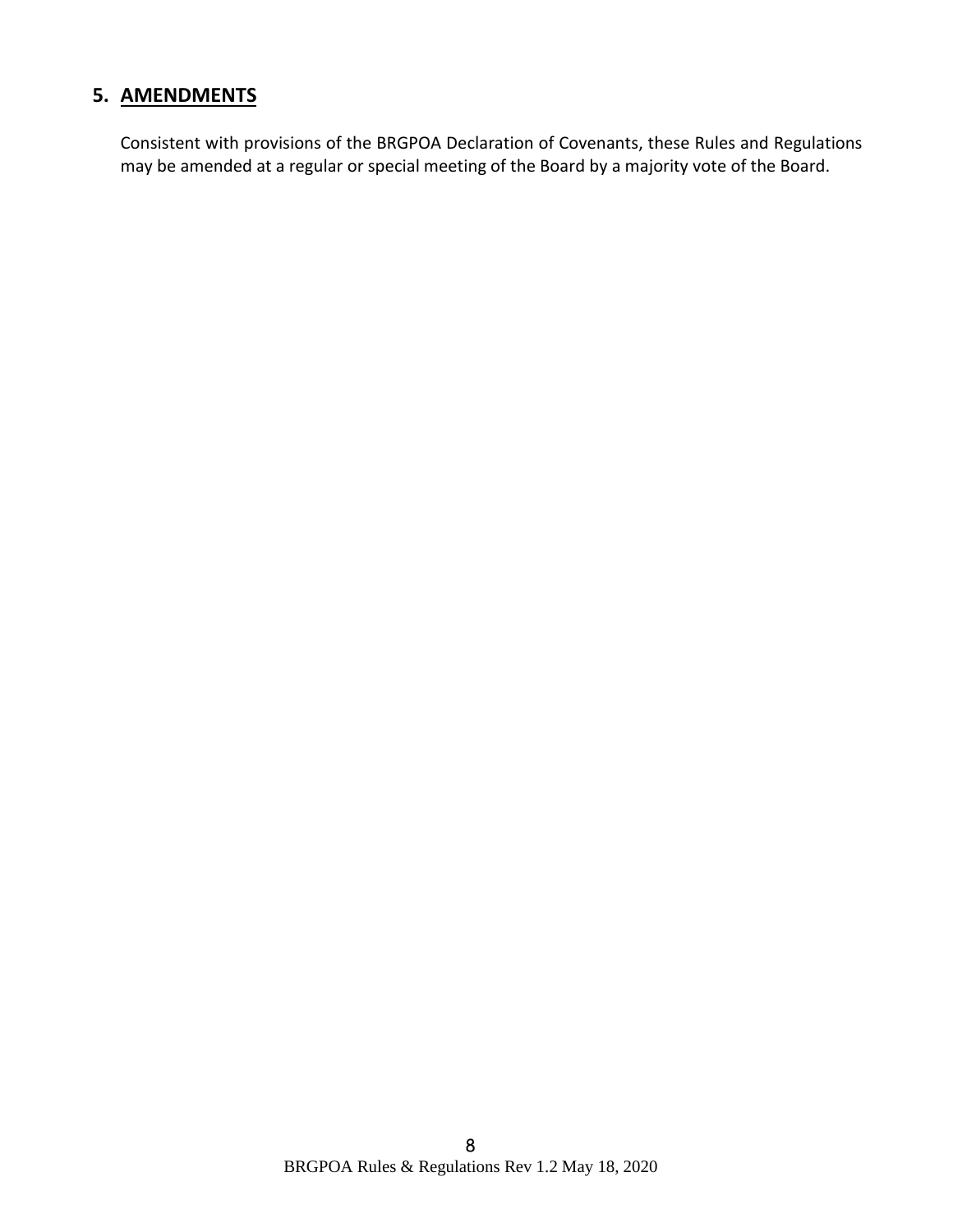## 5. AMENDMENTS

Consistent with provisions of the BRGPOA Declaration of Covenants, these Rules and Regulations may be amended at a regular or special meeting of the Board by a majority vote of the Board.